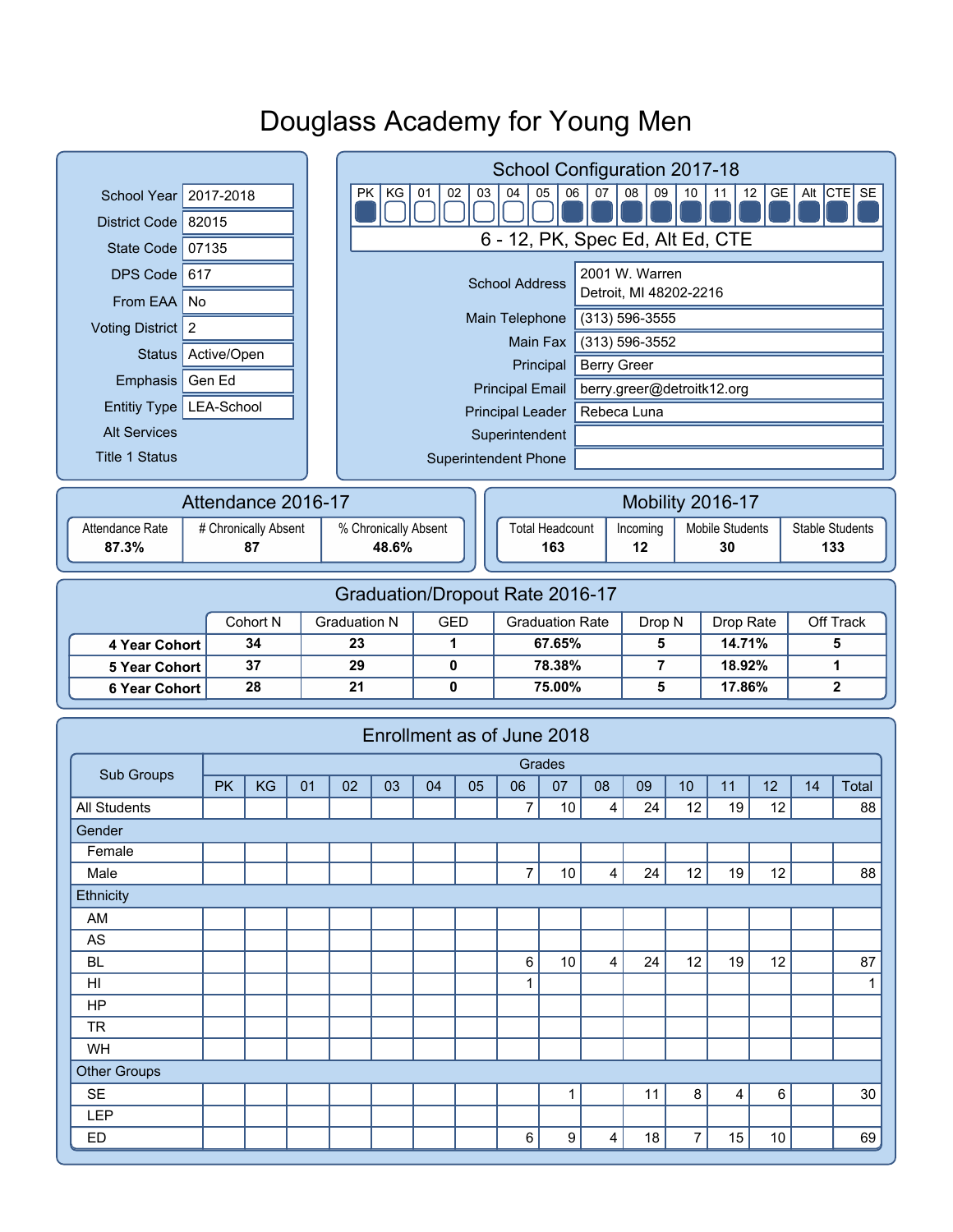# Douglass Academy for Young Men

| | |
|---|---|
| School Year | 2017-2018 |
| District Code | 82015 |
| State Code | 07135 |
| DPS Code | 617 |
| From EAA | No |
| Voting District | 2 |
| Status | Active/Open |
| Emphasis | Gen Ed |
| Entitiy Type | LEA-School |
| Alt Services | |
| Title 1 Status | |

## School Configuration 2017-18

| PK | KG | 01 | 02 | 03 | 04 | 05 | 06 | 07 | 08 | 09 | 10 | 11 | 12 | GE | Alt | CTE | SE |
|---|---|---|---|---|---|---|---|---|---|---|---|---|---|---|---|---|---|
| ■ | □ | □ | □ | □ | □ | □ | ■ | ■ | ■ | ■ | ■ | ■ | ■ | ■ | ■ | ■ | ■ |

6 - 12, PK, Spec Ed, Alt Ed, CTE

| | |
|---|---|
| School Address | 2001 W. Warren<br>Detroit, MI 48202-2216 |
| Main Telephone | (313) 596-3555 |
| Main Fax | (313) 596-3552 |
| Principal | Berry Greer |
| Principal Email | berry.greer@detroitk12.org |
| Principal Leader | Rebeca Luna |
| Superintendent | |
| Superintendent Phone | |

## Attendance 2016-17

| Attendance Rate | # Chronically Absent | % Chronically Absent |
|---|---|---|
| **87.3%** | **87** | **48.6%** |

## Mobility 2016-17

| Total Headcount | Incoming | Mobile Students | Stable Students |
|---|---|---|---|
| **163** | **12** | **30** | **133** |

## Graduation/Dropout Rate 2016-17

| | Cohort N | Graduation N | GED | Graduation Rate | Drop N | Drop Rate | Off Track |
|---|---|---|---|---|---|---|---|
| **4 Year Cohort** | **34** | **23** | **1** | **67.65%** | **5** | **14.71%** | **5** |
| **5 Year Cohort** | **37** | **29** | **0** | **78.38%** | **7** | **18.92%** | **1** |
| **6 Year Cohort** | **28** | **21** | **0** | **75.00%** | **5** | **17.86%** | **2** |

## Enrollment as of June 2018

| Sub Groups | Grades | | | | | | | | | | | | | | |
|---|---|---|---|---|---|---|---|---|---|---|---|---|---|---|---|
| | PK | KG | 01 | 02 | 03 | 04 | 05 | 06 | 07 | 08 | 09 | 10 | 11 | 12 | 14 | Total |
| All Students | | | | | | | | 7 | 10 | 4 | 24 | 12 | 19 | 12 | | 88 |
| Gender | | | | | | | | | | | | | | | | |
| Female | | | | | | | | | | | | | | | | |
| Male | | | | | | | | 7 | 10 | 4 | 24 | 12 | 19 | 12 | | 88 |
| Ethnicity | | | | | | | | | | | | | | | | |
| AM | | | | | | | | | | | | | | | | |
| AS | | | | | | | | | | | | | | | | |
| BL | | | | | | | | 6 | 10 | 4 | 24 | 12 | 19 | 12 | | 87 |
| HI | | | | | | | | 1 | | | | | | | | 1 |
| HP | | | | | | | | | | | | | | | | |
| TR | | | | | | | | | | | | | | | | |
| WH | | | | | | | | | | | | | | | | |
| Other Groups | | | | | | | | | | | | | | | | |
| SE | | | | | | | | | 1 | | 11 | 8 | 4 | 6 | | 30 |
| LEP | | | | | | | | | | | | | | | | |
| ED | | | | | | | | 6 | 9 | 4 | 18 | 7 | 15 | 10 | | 69 |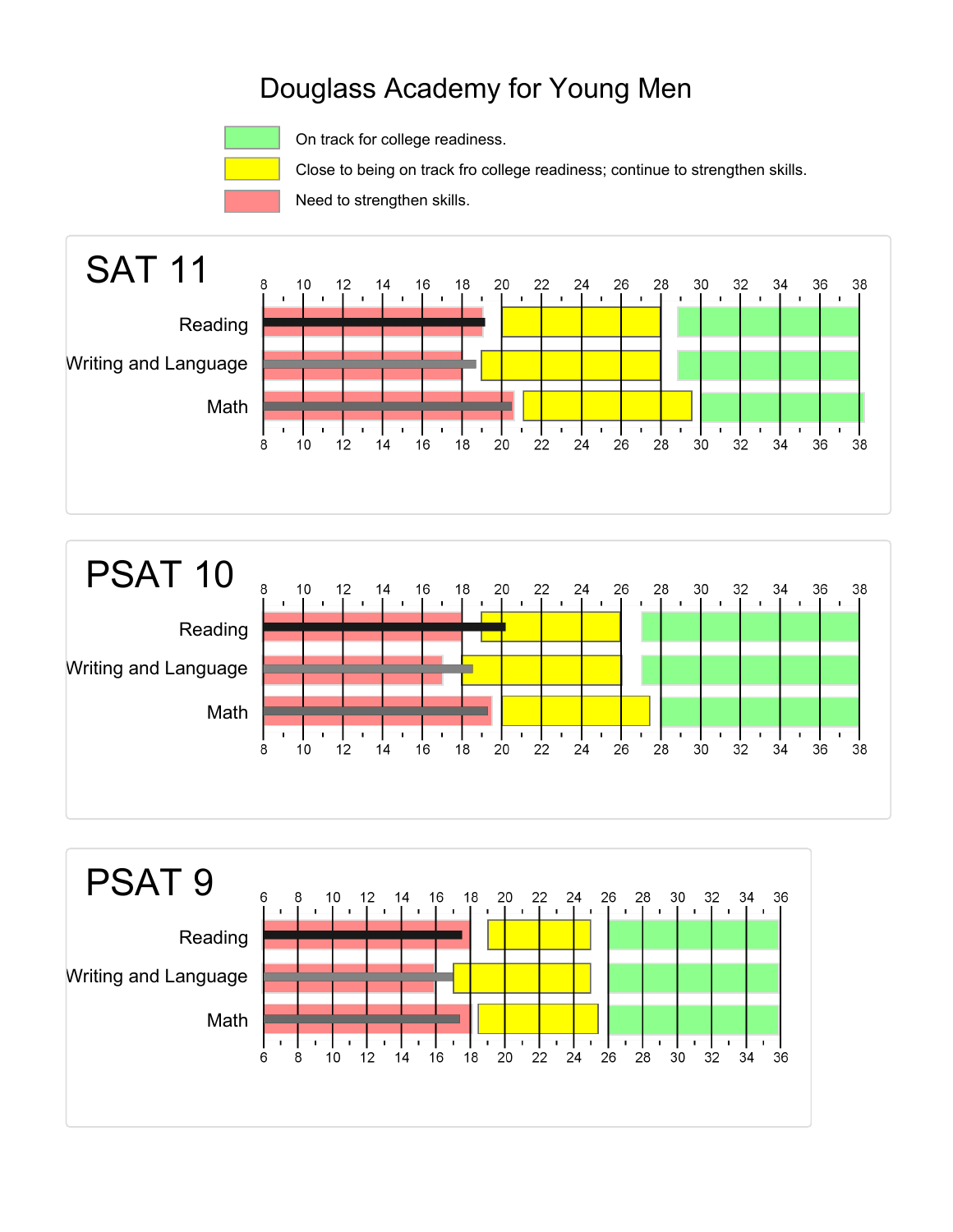# Douglass Academy for Young Men

- On track for college readiness.
- Close to being on track fro college readiness; continue to strengthen skills.
- Need to strengthen skills.

## SAT 11

Reading

Writing and Language

Math

8 10 12 14 16 18 20 22 24 26 28 30 32 34 36 38

## PSAT 10

Reading

Writing and Language

Math

8 10 12 14 16 18 20 22 24 26 28 30 32 34 36 38

## PSAT 9

Reading

Writing and Language

Math

6 8 10 12 14 16 18 20 22 24 26 28 30 32 34 36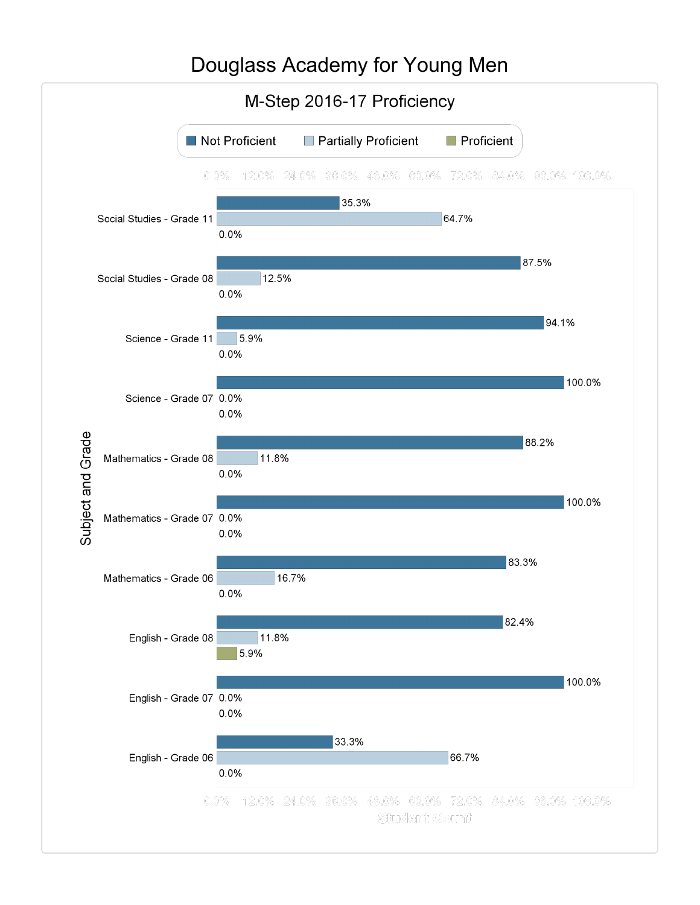# Douglass Academy for Young Men

## M-Step 2016-17 Proficiency

| Subject and Grade | Not Proficient | Partially Proficient | Proficient |
| --- | --- | --- | --- |
| Social Studies - Grade 11 | 35.3% | 64.7% | 0.0% |
| Social Studies - Grade 08 | 87.5% | 12.5% | 0.0% |
| Science - Grade 11 | 94.1% | 5.9% | 0.0% |
| Science - Grade 07 | 100.0% | 0.0% | 0.0% |
| Mathematics - Grade 08 | 88.2% | 11.8% | 0.0% |
| Mathematics - Grade 07 | 100.0% | 0.0% | 0.0% |
| Mathematics - Grade 06 | 83.3% | 16.7% | 0.0% |
| English - Grade 08 | 82.4% | 11.8% | 5.9% |
| English - Grade 07 | 100.0% | 0.0% | 0.0% |
| English - Grade 06 | 33.3% | 66.7% | 0.0% |

Student Count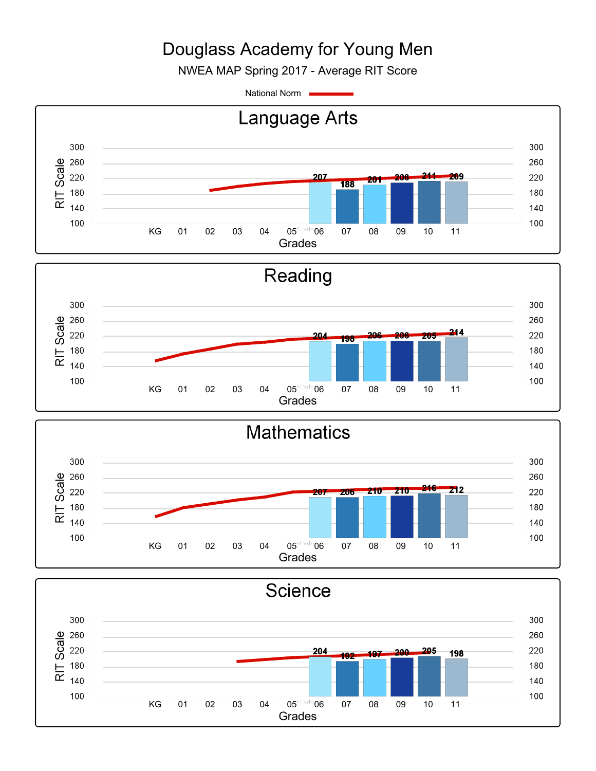# Douglass Academy for Young Men

NWEA MAP Spring 2017 - Average RIT Score

National Norm

## Language Arts

| Grade | 06 | 07 | 08 | 09 | 10 | 11 |
|---|---|---|---|---|---|---|
| Average RIT Score | 207 | 188 | 201 | 206 | 211 | 209 |

## Reading

| Grade | 06 | 07 | 08 | 09 | 10 | 11 |
|---|---|---|---|---|---|---|
| Average RIT Score | 204 | 198 | 206 | 206 | 205 | 214 |

## Mathematics

| Grade | 06 | 07 | 08 | 09 | 10 | 11 |
|---|---|---|---|---|---|---|
| Average RIT Score | 207 | 206 | 210 | 210 | 216 | 212 |

## Science

| Grade | 06 | 07 | 08 | 09 | 10 | 11 |
|---|---|---|---|---|---|---|
| Average RIT Score | 204 | 192 | 197 | 200 | 205 | 198 |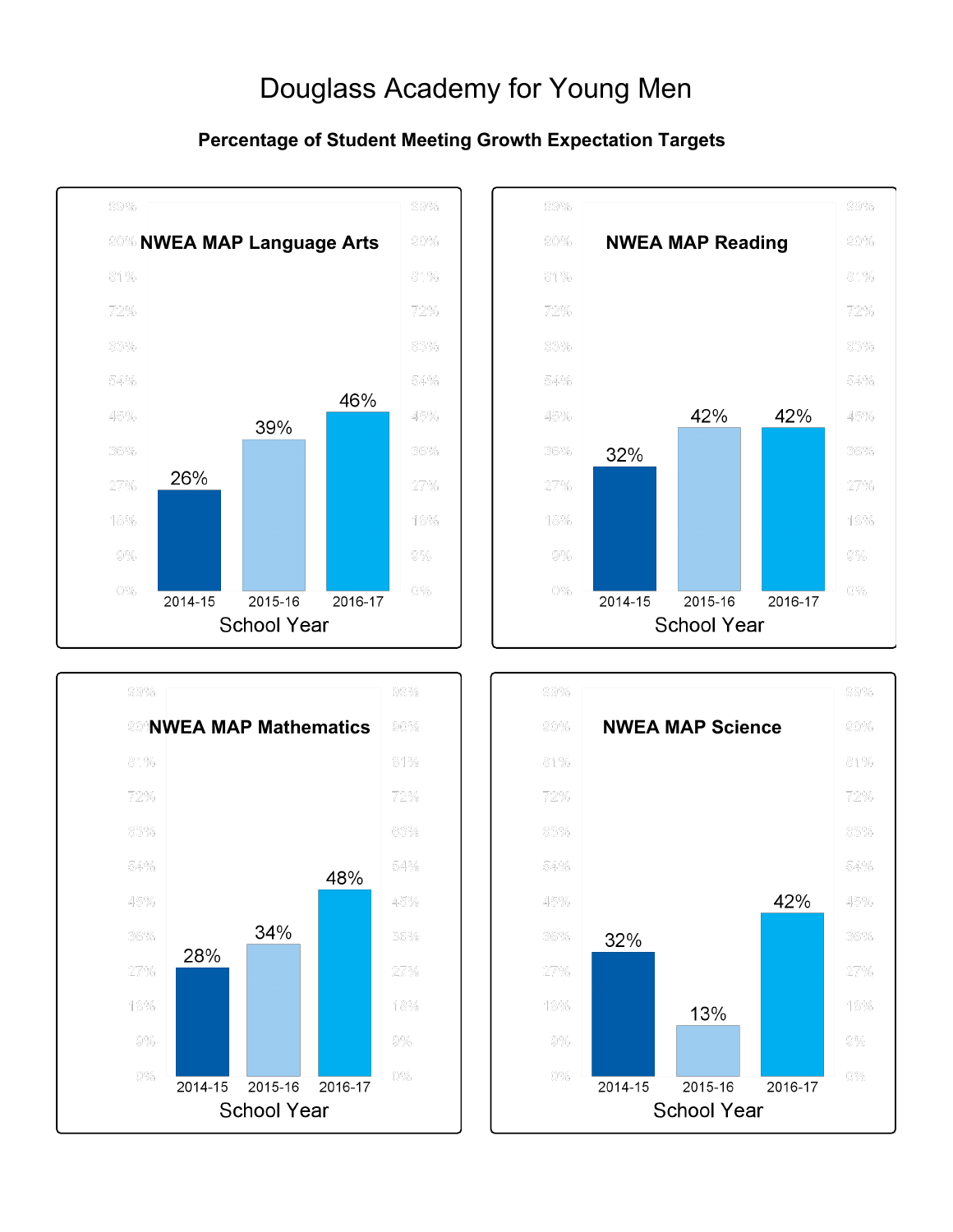# Douglass Academy for Young Men

**Percentage of Student Meeting Growth Expectation Targets**

**NWEA MAP Language Arts**

26%
39%
46%

2014-15
2015-16
2016-17

School Year

**NWEA MAP Reading**

32%
42%
42%

2014-15
2015-16
2016-17

School Year

**NWEA MAP Mathematics**

28%
34%
48%

2014-15
2015-16
2016-17

School Year

**NWEA MAP Science**

32%
13%
42%

2014-15
2015-16
2016-17

School Year